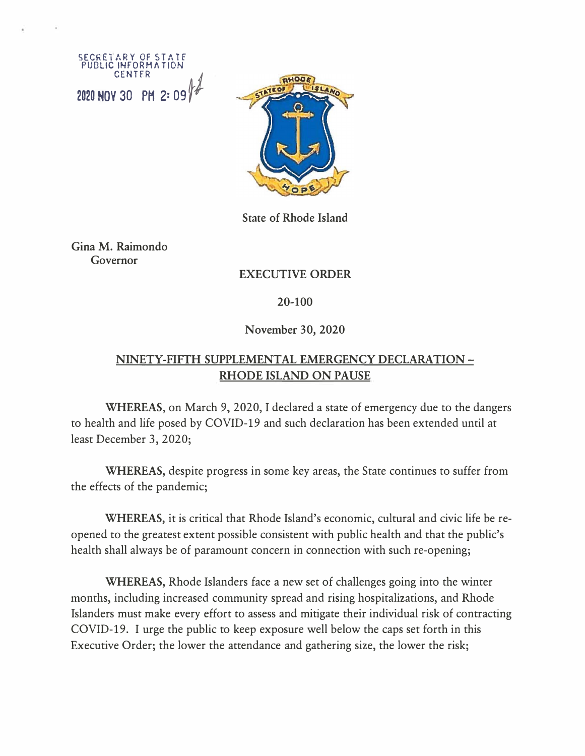SECRETARY OF STATE
PUBLIC INFORMATION
CENTER

2020 NOV 30 PM 2:09

State of Rhode Island

**Gina M. Raimondo**
**Governor**

# EXECUTIVE ORDER

## 20-100

### November 30, 2020

## NINETY-FIFTH SUPPLEMENTAL EMERGENCY DECLARATION – RHODE ISLAND ON PAUSE

**WHEREAS,** on March 9, 2020, I declared a state of emergency due to the dangers to health and life posed by COVID-19 and such declaration has been extended until at least December 3, 2020;

**WHEREAS,** despite progress in some key areas, the State continues to suffer from the effects of the pandemic;

**WHEREAS,** it is critical that Rhode Island's economic, cultural and civic life be re-opened to the greatest extent possible consistent with public health and that the public's health shall always be of paramount concern in connection with such re-opening;

**WHEREAS,** Rhode Islanders face a new set of challenges going into the winter months, including increased community spread and rising hospitalizations, and Rhode Islanders must make every effort to assess and mitigate their individual risk of contracting COVID-19. I urge the public to keep exposure well below the caps set forth in this Executive Order; the lower the attendance and gathering size, the lower the risk;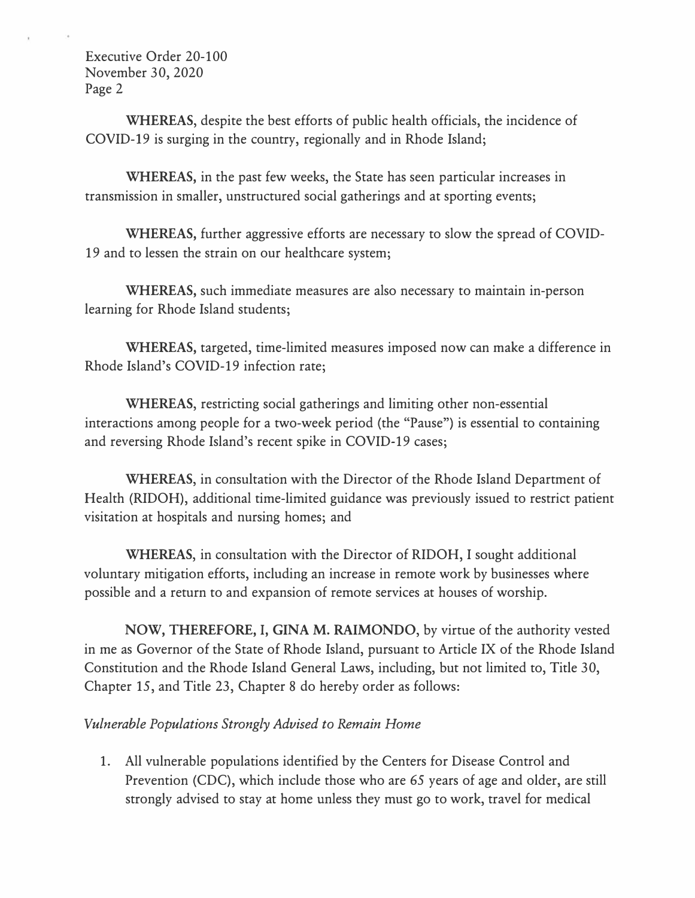**WHEREAS**, despite the best efforts of public health officials, the incidence of COVID-19 is surging in the country, regionally and in Rhode Island;

**WHEREAS**, in the past few weeks, the State has seen particular increases in transmission in smaller, unstructured social gatherings and at sporting events;

**WHEREAS**, further aggressive efforts are necessary to slow the spread of COVID-19 and to lessen the strain on our healthcare system;

**WHEREAS**, such immediate measures are also necessary to maintain in-person learning for Rhode Island students;

**WHEREAS**, targeted, time-limited measures imposed now can make a difference in Rhode Island's COVID-19 infection rate;

**WHEREAS**, restricting social gatherings and limiting other non-essential interactions among people for a two-week period (the "Pause") is essential to containing and reversing Rhode Island's recent spike in COVID-19 cases;

**WHEREAS**, in consultation with the Director of the Rhode Island Department of Health (RIDOH), additional time-limited guidance was previously issued to restrict patient visitation at hospitals and nursing homes; and

**WHEREAS**, in consultation with the Director of RIDOH, I sought additional voluntary mitigation efforts, including an increase in remote work by businesses where possible and a return to and expansion of remote services at houses of worship.

**NOW, THEREFORE, I, GINA M. RAIMONDO**, by virtue of the authority vested in me as Governor of the State of Rhode Island, pursuant to Article IX of the Rhode Island Constitution and the Rhode Island General Laws, including, but not limited to, Title 30, Chapter 15, and Title 23, Chapter 8 do hereby order as follows:

*Vulnerable Populations Strongly Advised to Remain Home*

1. All vulnerable populations identified by the Centers for Disease Control and Prevention (CDC), which include those who are 65 years of age and older, are still strongly advised to stay at home unless they must go to work, travel for medical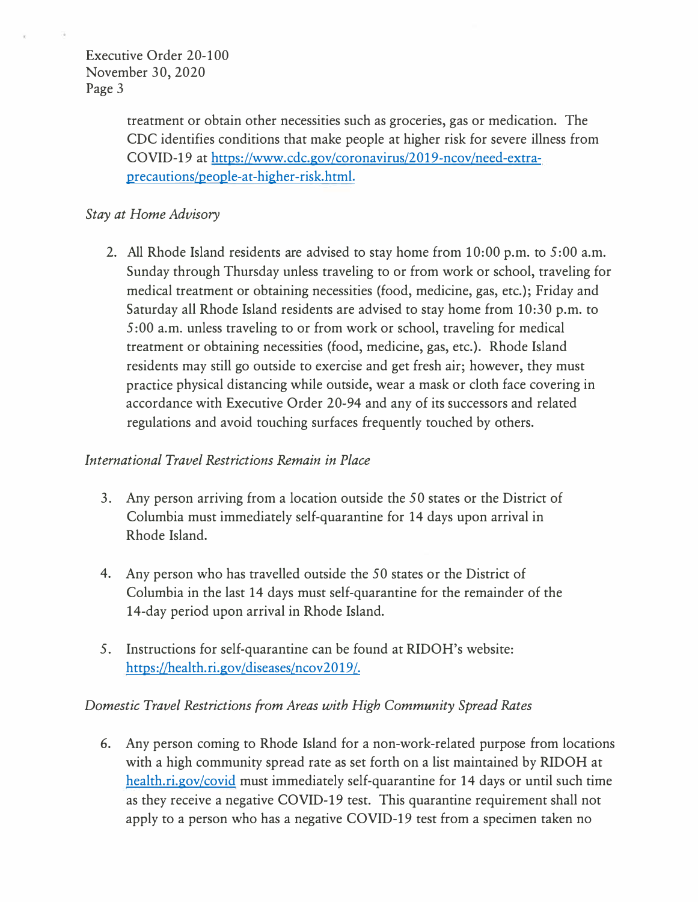treatment or obtain other necessities such as groceries, gas or medication. The CDC identifies conditions that make people at higher risk for severe illness from COVID-19 at [https://www.cdc.gov/coronavirus/2019-ncov/need-extra-precautions/people-at-higher-risk.html.](https://www.cdc.gov/coronavirus/2019-ncov/need-extra-precautions/people-at-higher-risk.html)

*Stay at Home Advisory*

2. All Rhode Island residents are advised to stay home from 10:00 p.m. to 5:00 a.m. Sunday through Thursday unless traveling to or from work or school, traveling for medical treatment or obtaining necessities (food, medicine, gas, etc.); Friday and Saturday all Rhode Island residents are advised to stay home from 10:30 p.m. to 5:00 a.m. unless traveling to or from work or school, traveling for medical treatment or obtaining necessities (food, medicine, gas, etc.). Rhode Island residents may still go outside to exercise and get fresh air; however, they must practice physical distancing while outside, wear a mask or cloth face covering in accordance with Executive Order 20-94 and any of its successors and related regulations and avoid touching surfaces frequently touched by others.

*International Travel Restrictions Remain in Place*

3. Any person arriving from a location outside the 50 states or the District of Columbia must immediately self-quarantine for 14 days upon arrival in Rhode Island.

4. Any person who has travelled outside the 50 states or the District of Columbia in the last 14 days must self-quarantine for the remainder of the 14-day period upon arrival in Rhode Island.

5. Instructions for self-quarantine can be found at RIDOH's website: [https://health.ri.gov/diseases/ncov2019/.](https://health.ri.gov/diseases/ncov2019/)

*Domestic Travel Restrictions from Areas with High Community Spread Rates*

6. Any person coming to Rhode Island for a non-work-related purpose from locations with a high community spread rate as set forth on a list maintained by RIDOH at [health.ri.gov/covid](https://health.ri.gov/covid) must immediately self-quarantine for 14 days or until such time as they receive a negative COVID-19 test. This quarantine requirement shall not apply to a person who has a negative COVID-19 test from a specimen taken no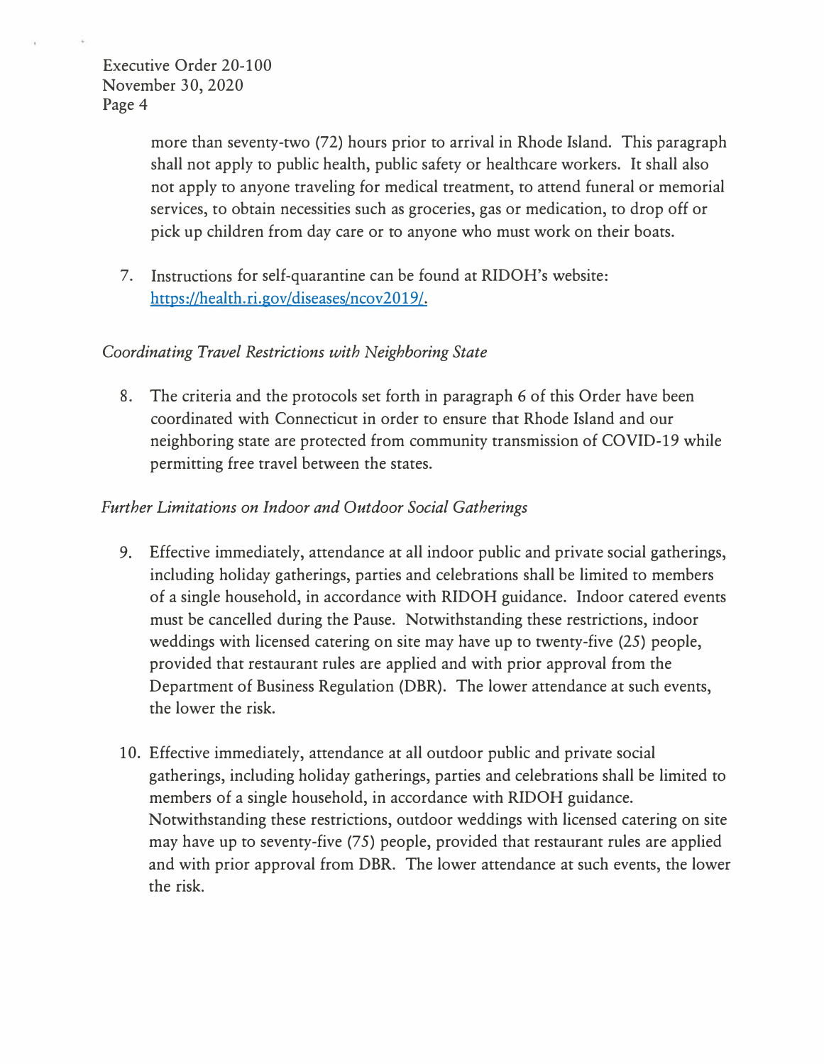more than seventy-two (72) hours prior to arrival in Rhode Island. This paragraph shall not apply to public health, public safety or healthcare workers. It shall also not apply to anyone traveling for medical treatment, to attend funeral or memorial services, to obtain necessities such as groceries, gas or medication, to drop off or pick up children from day care or to anyone who must work on their boats.

7. Instructions for self-quarantine can be found at RIDOH's website: [https://health.ri.gov/diseases/ncov2019/.](https://health.ri.gov/diseases/ncov2019/)

*Coordinating Travel Restrictions with Neighboring State*

8. The criteria and the protocols set forth in paragraph 6 of this Order have been coordinated with Connecticut in order to ensure that Rhode Island and our neighboring state are protected from community transmission of COVID-19 while permitting free travel between the states.

*Further Limitations on Indoor and Outdoor Social Gatherings*

9. Effective immediately, attendance at all indoor public and private social gatherings, including holiday gatherings, parties and celebrations shall be limited to members of a single household, in accordance with RIDOH guidance. Indoor catered events must be cancelled during the Pause. Notwithstanding these restrictions, indoor weddings with licensed catering on site may have up to twenty-five (25) people, provided that restaurant rules are applied and with prior approval from the Department of Business Regulation (DBR). The lower attendance at such events, the lower the risk.

10. Effective immediately, attendance at all outdoor public and private social gatherings, including holiday gatherings, parties and celebrations shall be limited to members of a single household, in accordance with RIDOH guidance. Notwithstanding these restrictions, outdoor weddings with licensed catering on site may have up to seventy-five (75) people, provided that restaurant rules are applied and with prior approval from DBR. The lower attendance at such events, the lower the risk.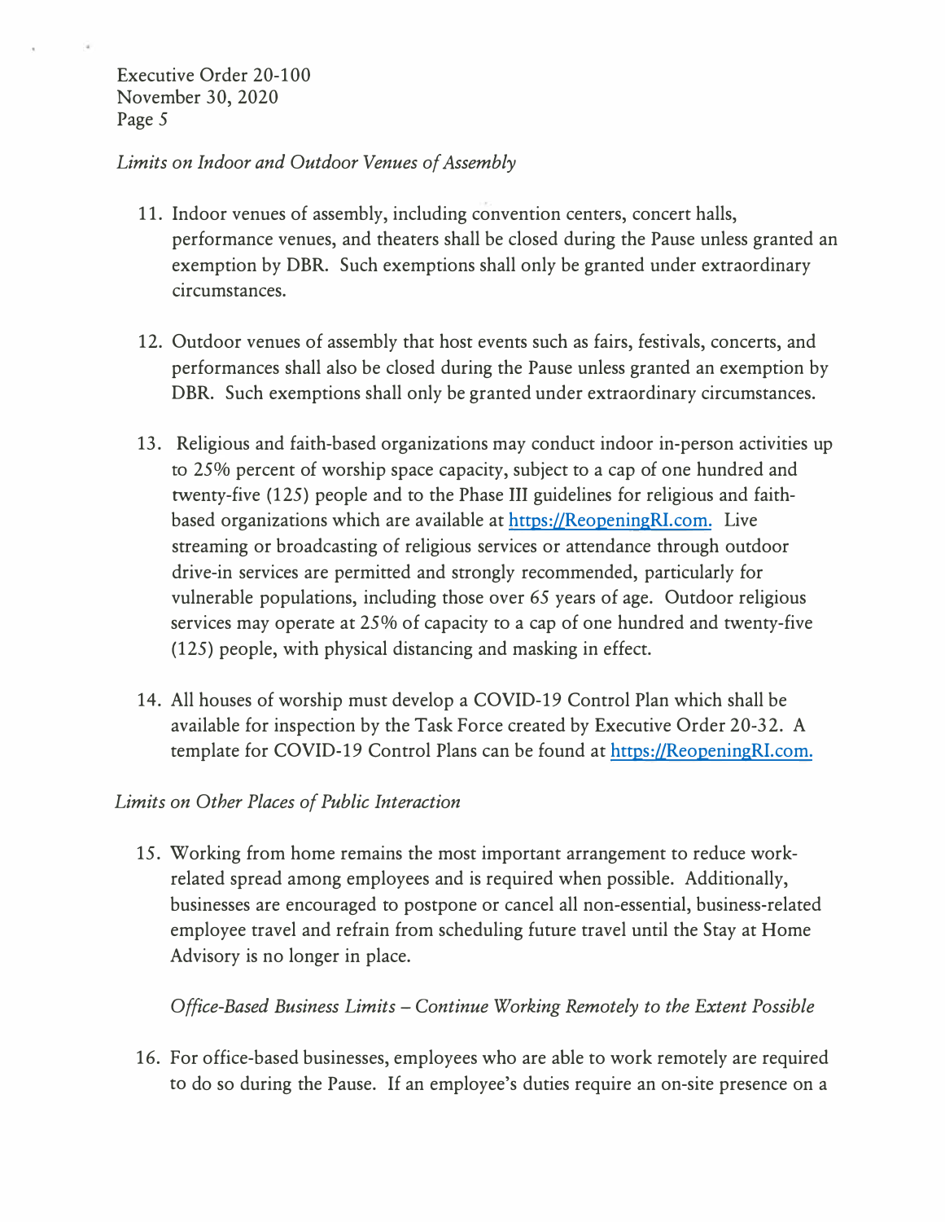*Limits on Indoor and Outdoor Venues of Assembly*

11. Indoor venues of assembly, including convention centers, concert halls, performance venues, and theaters shall be closed during the Pause unless granted an exemption by DBR. Such exemptions shall only be granted under extraordinary circumstances.

12. Outdoor venues of assembly that host events such as fairs, festivals, concerts, and performances shall also be closed during the Pause unless granted an exemption by DBR. Such exemptions shall only be granted under extraordinary circumstances.

13. Religious and faith-based organizations may conduct indoor in-person activities up to 25% percent of worship space capacity, subject to a cap of one hundred and twenty-five (125) people and to the Phase III guidelines for religious and faith-based organizations which are available at [https://ReopeningRI.com.](https://ReopeningRI.com) Live streaming or broadcasting of religious services or attendance through outdoor drive-in services are permitted and strongly recommended, particularly for vulnerable populations, including those over 65 years of age. Outdoor religious services may operate at 25% of capacity to a cap of one hundred and twenty-five (125) people, with physical distancing and masking in effect.

14. All houses of worship must develop a COVID-19 Control Plan which shall be available for inspection by the Task Force created by Executive Order 20-32. A template for COVID-19 Control Plans can be found at [https://ReopeningRI.com.](https://ReopeningRI.com)

*Limits on Other Places of Public Interaction*

15. Working from home remains the most important arrangement to reduce work-related spread among employees and is required when possible. Additionally, businesses are encouraged to postpone or cancel all non-essential, business-related employee travel and refrain from scheduling future travel until the Stay at Home Advisory is no longer in place.

   *Office-Based Business Limits – Continue Working Remotely to the Extent Possible*

16. For office-based businesses, employees who are able to work remotely are required to do so during the Pause. If an employee's duties require an on-site presence on a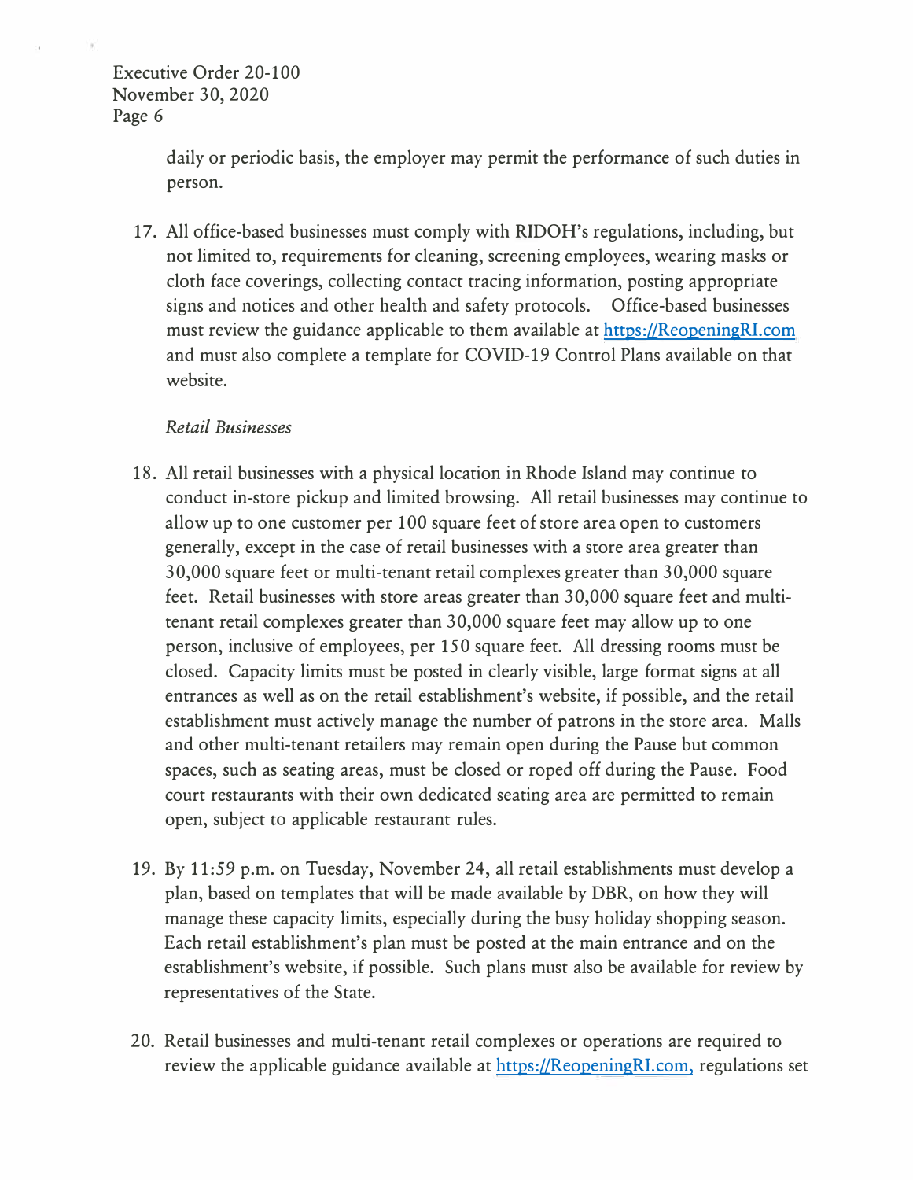daily or periodic basis, the employer may permit the performance of such duties in person.

17. All office-based businesses must comply with RIDOH's regulations, including, but not limited to, requirements for cleaning, screening employees, wearing masks or cloth face coverings, collecting contact tracing information, posting appropriate signs and notices and other health and safety protocols. Office-based businesses must review the guidance applicable to them available at https://ReopeningRI.com and must also complete a template for COVID-19 Control Plans available on that website.

*Retail Businesses*

18. All retail businesses with a physical location in Rhode Island may continue to conduct in-store pickup and limited browsing. All retail businesses may continue to allow up to one customer per 100 square feet of store area open to customers generally, except in the case of retail businesses with a store area greater than 30,000 square feet or multi-tenant retail complexes greater than 30,000 square feet. Retail businesses with store areas greater than 30,000 square feet and multi-tenant retail complexes greater than 30,000 square feet may allow up to one person, inclusive of employees, per 150 square feet. All dressing rooms must be closed. Capacity limits must be posted in clearly visible, large format signs at all entrances as well as on the retail establishment's website, if possible, and the retail establishment must actively manage the number of patrons in the store area. Malls and other multi-tenant retailers may remain open during the Pause but common spaces, such as seating areas, must be closed or roped off during the Pause. Food court restaurants with their own dedicated seating area are permitted to remain open, subject to applicable restaurant rules.

19. By 11:59 p.m. on Tuesday, November 24, all retail establishments must develop a plan, based on templates that will be made available by DBR, on how they will manage these capacity limits, especially during the busy holiday shopping season. Each retail establishment's plan must be posted at the main entrance and on the establishment's website, if possible. Such plans must also be available for review by representatives of the State.

20. Retail businesses and multi-tenant retail complexes or operations are required to review the applicable guidance available at https://ReopeningRI.com, regulations set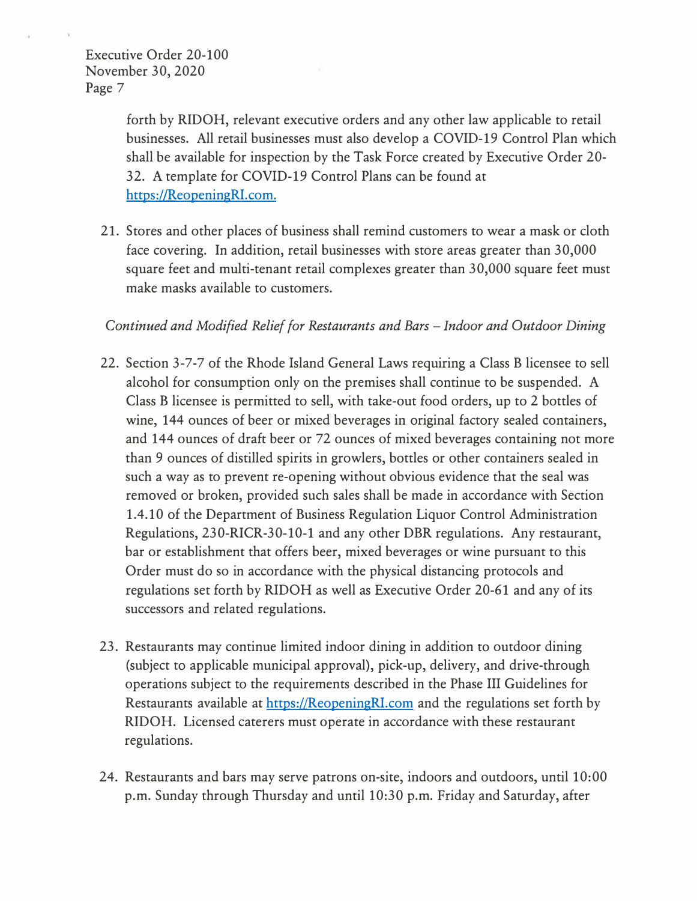forth by RIDOH, relevant executive orders and any other law applicable to retail businesses. All retail businesses must also develop a COVID-19 Control Plan which shall be available for inspection by the Task Force created by Executive Order 20-32. A template for COVID-19 Control Plans can be found at https://ReopeningRI.com.

21. Stores and other places of business shall remind customers to wear a mask or cloth face covering. In addition, retail businesses with store areas greater than 30,000 square feet and multi-tenant retail complexes greater than 30,000 square feet must make masks available to customers.

*Continued and Modified Relief for Restaurants and Bars – Indoor and Outdoor Dining*

22. Section 3-7-7 of the Rhode Island General Laws requiring a Class B licensee to sell alcohol for consumption only on the premises shall continue to be suspended. A Class B licensee is permitted to sell, with take-out food orders, up to 2 bottles of wine, 144 ounces of beer or mixed beverages in original factory sealed containers, and 144 ounces of draft beer or 72 ounces of mixed beverages containing not more than 9 ounces of distilled spirits in growlers, bottles or other containers sealed in such a way as to prevent re-opening without obvious evidence that the seal was removed or broken, provided such sales shall be made in accordance with Section 1.4.10 of the Department of Business Regulation Liquor Control Administration Regulations, 230-RICR-30-10-1 and any other DBR regulations. Any restaurant, bar or establishment that offers beer, mixed beverages or wine pursuant to this Order must do so in accordance with the physical distancing protocols and regulations set forth by RIDOH as well as Executive Order 20-61 and any of its successors and related regulations.

23. Restaurants may continue limited indoor dining in addition to outdoor dining (subject to applicable municipal approval), pick-up, delivery, and drive-through operations subject to the requirements described in the Phase III Guidelines for Restaurants available at https://ReopeningRI.com and the regulations set forth by RIDOH. Licensed caterers must operate in accordance with these restaurant regulations.

24. Restaurants and bars may serve patrons on-site, indoors and outdoors, until 10:00 p.m. Sunday through Thursday and until 10:30 p.m. Friday and Saturday, after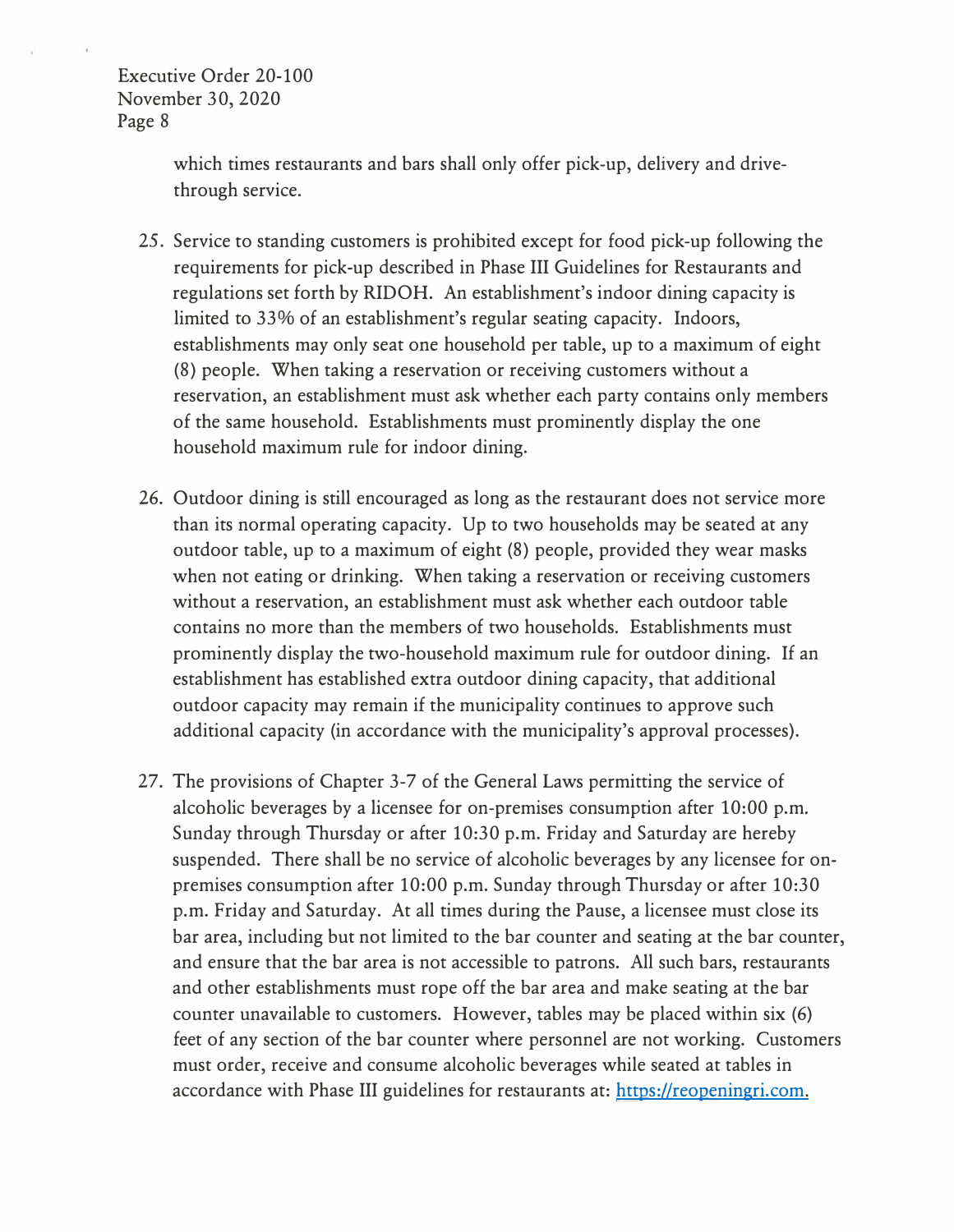which times restaurants and bars shall only offer pick-up, delivery and drive-through service.

25. Service to standing customers is prohibited except for food pick-up following the requirements for pick-up described in Phase III Guidelines for Restaurants and regulations set forth by RIDOH. An establishment's indoor dining capacity is limited to 33% of an establishment's regular seating capacity. Indoors, establishments may only seat one household per table, up to a maximum of eight (8) people. When taking a reservation or receiving customers without a reservation, an establishment must ask whether each party contains only members of the same household. Establishments must prominently display the one household maximum rule for indoor dining.

26. Outdoor dining is still encouraged as long as the restaurant does not service more than its normal operating capacity. Up to two households may be seated at any outdoor table, up to a maximum of eight (8) people, provided they wear masks when not eating or drinking. When taking a reservation or receiving customers without a reservation, an establishment must ask whether each outdoor table contains no more than the members of two households. Establishments must prominently display the two-household maximum rule for outdoor dining. If an establishment has established extra outdoor dining capacity, that additional outdoor capacity may remain if the municipality continues to approve such additional capacity (in accordance with the municipality's approval processes).

27. The provisions of Chapter 3-7 of the General Laws permitting the service of alcoholic beverages by a licensee for on-premises consumption after 10:00 p.m. Sunday through Thursday or after 10:30 p.m. Friday and Saturday are hereby suspended. There shall be no service of alcoholic beverages by any licensee for on-premises consumption after 10:00 p.m. Sunday through Thursday or after 10:30 p.m. Friday and Saturday. At all times during the Pause, a licensee must close its bar area, including but not limited to the bar counter and seating at the bar counter, and ensure that the bar area is not accessible to patrons. All such bars, restaurants and other establishments must rope off the bar area and make seating at the bar counter unavailable to customers. However, tables may be placed within six (6) feet of any section of the bar counter where personnel are not working. Customers must order, receive and consume alcoholic beverages while seated at tables in accordance with Phase III guidelines for restaurants at: [https://reopeningri.com.](https://reopeningri.com)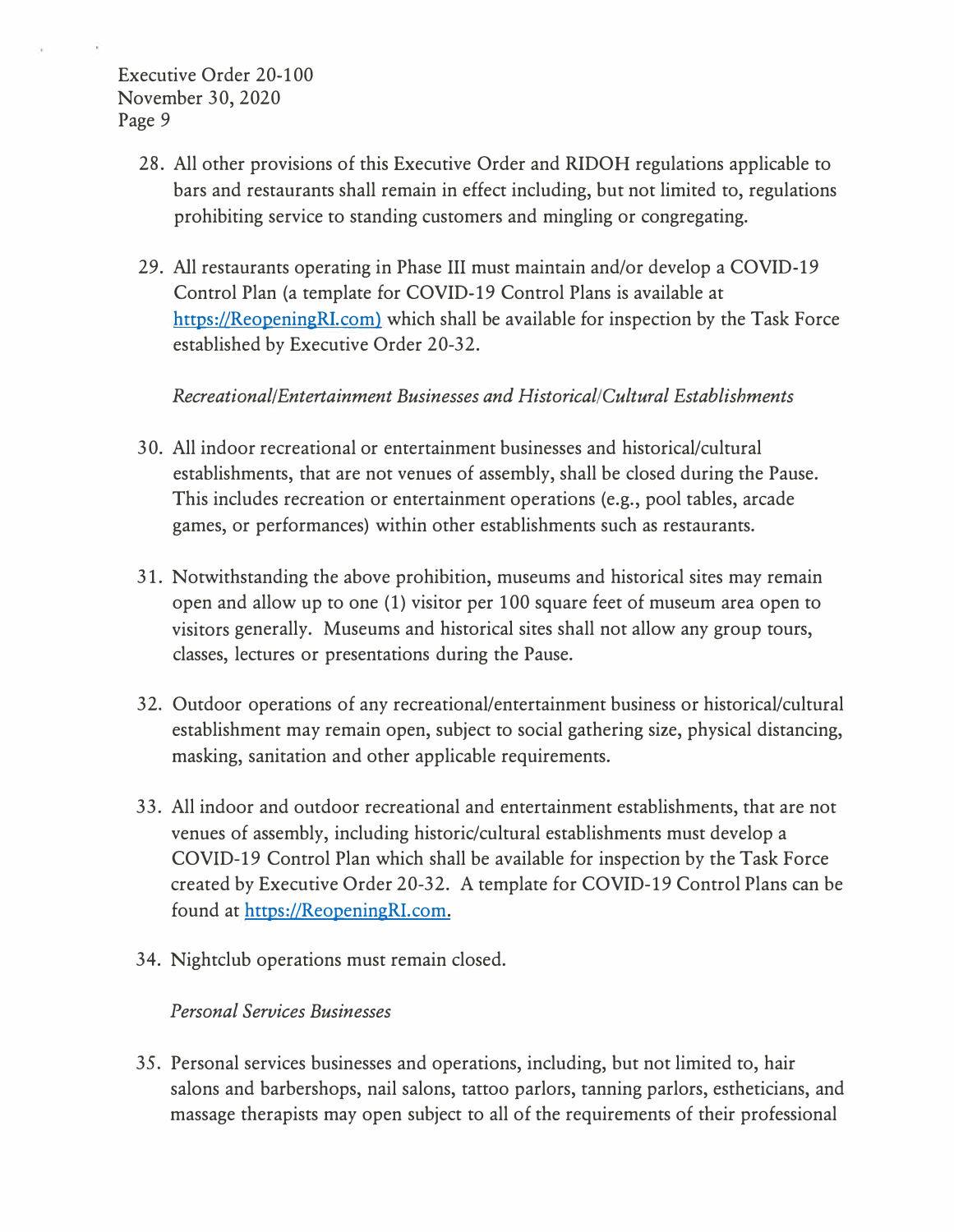28. All other provisions of this Executive Order and RIDOH regulations applicable to bars and restaurants shall remain in effect including, but not limited to, regulations prohibiting service to standing customers and mingling or congregating.

29. All restaurants operating in Phase III must maintain and/or develop a COVID-19 Control Plan (a template for COVID-19 Control Plans is available at https://ReopeningRI.com) which shall be available for inspection by the Task Force established by Executive Order 20-32.

*Recreational/Entertainment Businesses and Historical/Cultural Establishments*

30. All indoor recreational or entertainment businesses and historical/cultural establishments, that are not venues of assembly, shall be closed during the Pause. This includes recreation or entertainment operations (e.g., pool tables, arcade games, or performances) within other establishments such as restaurants.

31. Notwithstanding the above prohibition, museums and historical sites may remain open and allow up to one (1) visitor per 100 square feet of museum area open to visitors generally. Museums and historical sites shall not allow any group tours, classes, lectures or presentations during the Pause.

32. Outdoor operations of any recreational/entertainment business or historical/cultural establishment may remain open, subject to social gathering size, physical distancing, masking, sanitation and other applicable requirements.

33. All indoor and outdoor recreational and entertainment establishments, that are not venues of assembly, including historic/cultural establishments must develop a COVID-19 Control Plan which shall be available for inspection by the Task Force created by Executive Order 20-32. A template for COVID-19 Control Plans can be found at https://ReopeningRI.com.

34. Nightclub operations must remain closed.

*Personal Services Businesses*

35. Personal services businesses and operations, including, but not limited to, hair salons and barbershops, nail salons, tattoo parlors, tanning parlors, estheticians, and massage therapists may open subject to all of the requirements of their professional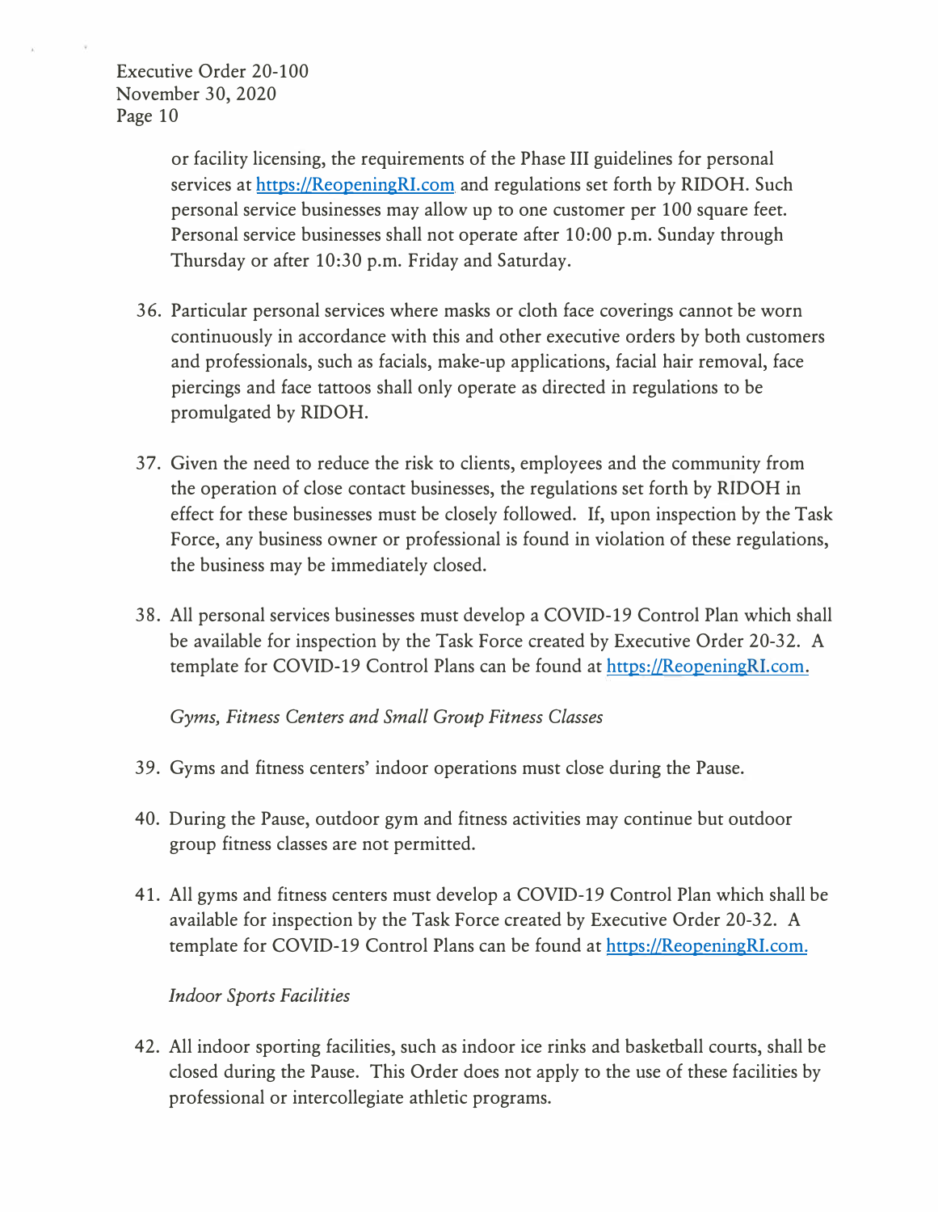or facility licensing, the requirements of the Phase III guidelines for personal services at https://ReopeningRI.com and regulations set forth by RIDOH. Such personal service businesses may allow up to one customer per 100 square feet. Personal service businesses shall not operate after 10:00 p.m. Sunday through Thursday or after 10:30 p.m. Friday and Saturday.

36. Particular personal services where masks or cloth face coverings cannot be worn continuously in accordance with this and other executive orders by both customers and professionals, such as facials, make-up applications, facial hair removal, face piercings and face tattoos shall only operate as directed in regulations to be promulgated by RIDOH.

37. Given the need to reduce the risk to clients, employees and the community from the operation of close contact businesses, the regulations set forth by RIDOH in effect for these businesses must be closely followed. If, upon inspection by the Task Force, any business owner or professional is found in violation of these regulations, the business may be immediately closed.

38. All personal services businesses must develop a COVID-19 Control Plan which shall be available for inspection by the Task Force created by Executive Order 20-32. A template for COVID-19 Control Plans can be found at https://ReopeningRI.com.

*Gyms, Fitness Centers and Small Group Fitness Classes*

39. Gyms and fitness centers' indoor operations must close during the Pause.

40. During the Pause, outdoor gym and fitness activities may continue but outdoor group fitness classes are not permitted.

41. All gyms and fitness centers must develop a COVID-19 Control Plan which shall be available for inspection by the Task Force created by Executive Order 20-32. A template for COVID-19 Control Plans can be found at https://ReopeningRI.com.

*Indoor Sports Facilities*

42. All indoor sporting facilities, such as indoor ice rinks and basketball courts, shall be closed during the Pause. This Order does not apply to the use of these facilities by professional or intercollegiate athletic programs.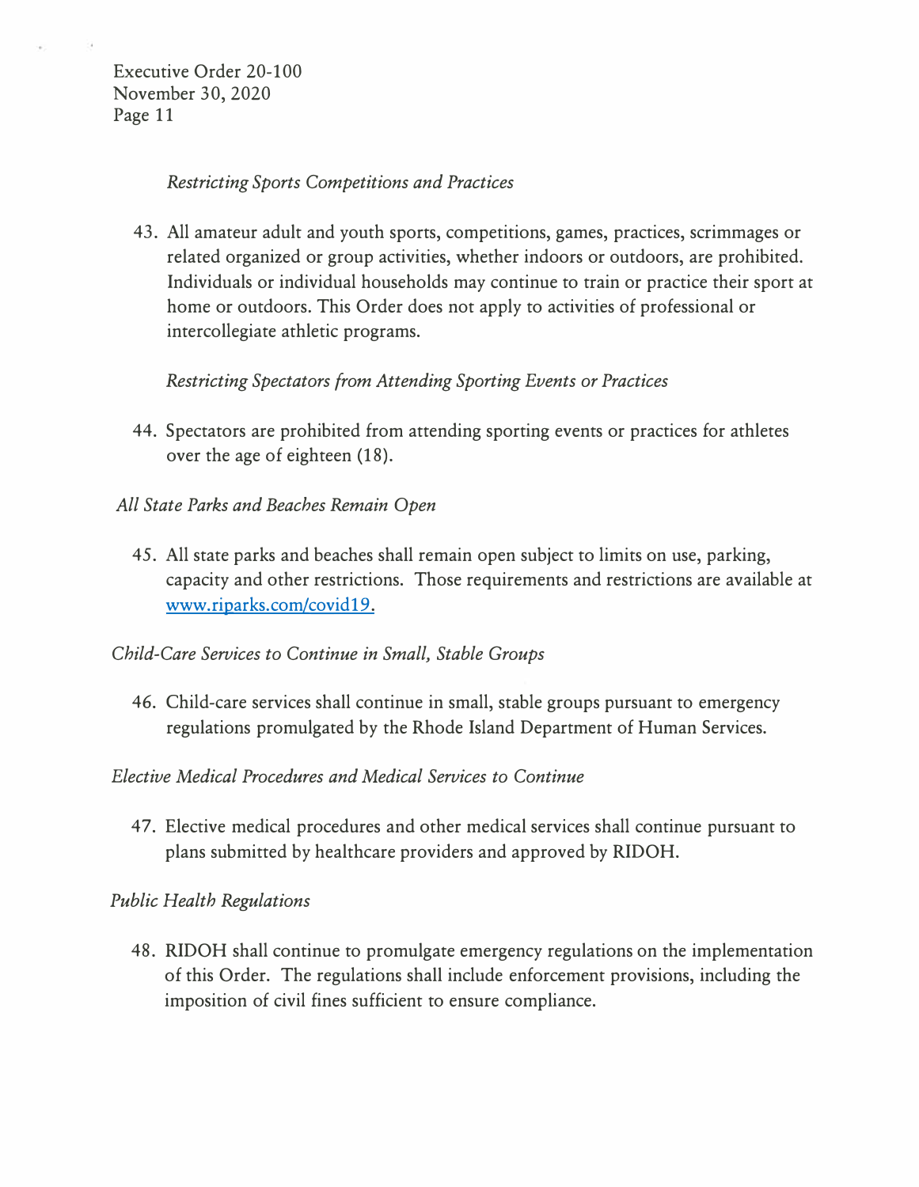*Restricting Sports Competitions and Practices*

43. All amateur adult and youth sports, competitions, games, practices, scrimmages or related organized or group activities, whether indoors or outdoors, are prohibited. Individuals or individual households may continue to train or practice their sport at home or outdoors. This Order does not apply to activities of professional or intercollegiate athletic programs.

*Restricting Spectators from Attending Sporting Events or Practices*

44. Spectators are prohibited from attending sporting events or practices for athletes over the age of eighteen (18).

*All State Parks and Beaches Remain Open*

45. All state parks and beaches shall remain open subject to limits on use, parking, capacity and other restrictions. Those requirements and restrictions are available at www.riparks.com/covid19.

*Child-Care Services to Continue in Small, Stable Groups*

46. Child-care services shall continue in small, stable groups pursuant to emergency regulations promulgated by the Rhode Island Department of Human Services.

*Elective Medical Procedures and Medical Services to Continue*

47. Elective medical procedures and other medical services shall continue pursuant to plans submitted by healthcare providers and approved by RIDOH.

*Public Health Regulations*

48. RIDOH shall continue to promulgate emergency regulations on the implementation of this Order. The regulations shall include enforcement provisions, including the imposition of civil fines sufficient to ensure compliance.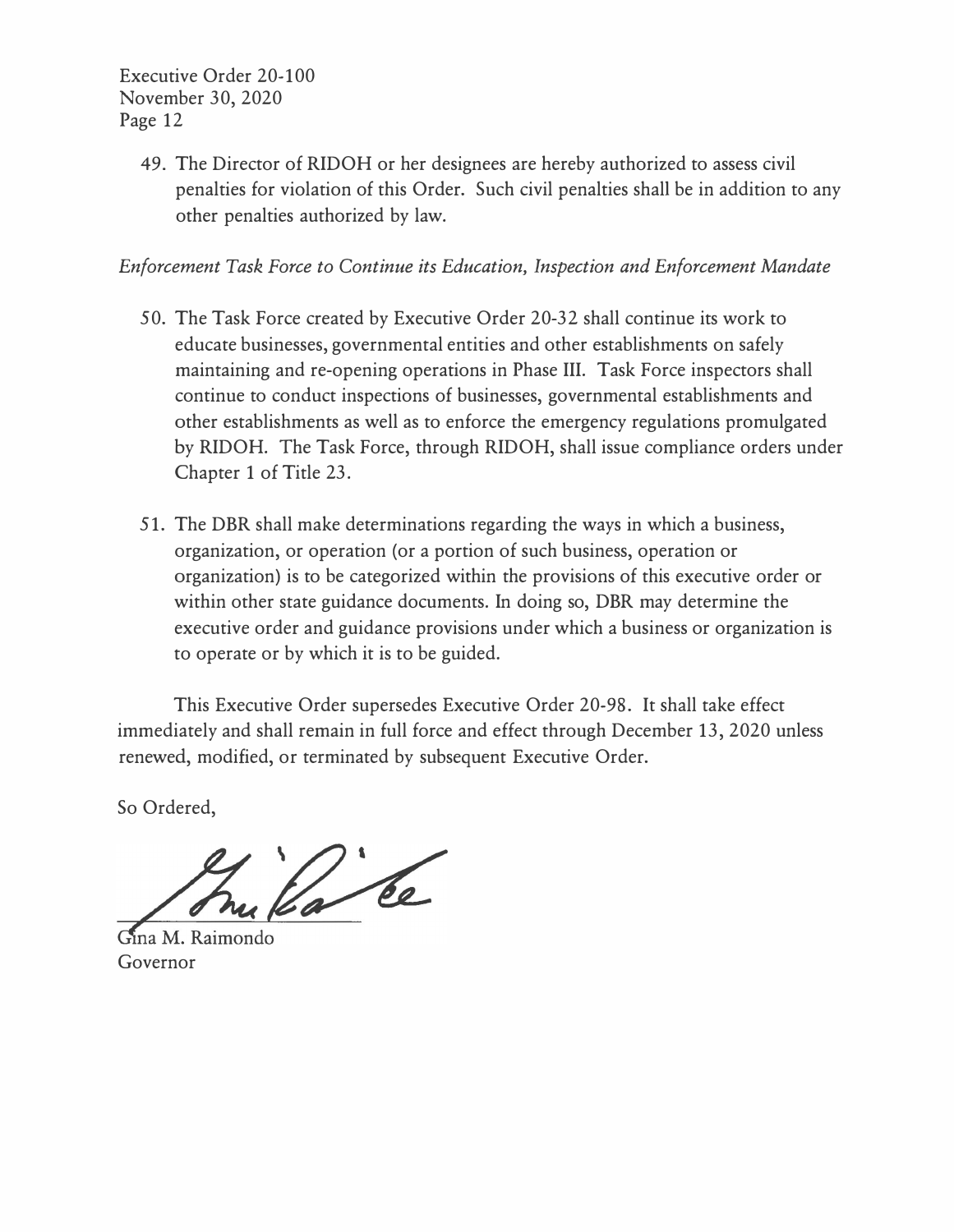49. The Director of RIDOH or her designees are hereby authorized to assess civil penalties for violation of this Order. Such civil penalties shall be in addition to any other penalties authorized by law.

*Enforcement Task Force to Continue its Education, Inspection and Enforcement Mandate*

50. The Task Force created by Executive Order 20-32 shall continue its work to educate businesses, governmental entities and other establishments on safely maintaining and re-opening operations in Phase III. Task Force inspectors shall continue to conduct inspections of businesses, governmental establishments and other establishments as well as to enforce the emergency regulations promulgated by RIDOH. The Task Force, through RIDOH, shall issue compliance orders under Chapter 1 of Title 23.

51. The DBR shall make determinations regarding the ways in which a business, organization, or operation (or a portion of such business, operation or organization) is to be categorized within the provisions of this executive order or within other state guidance documents. In doing so, DBR may determine the executive order and guidance provisions under which a business or organization is to operate or by which it is to be guided.

This Executive Order supersedes Executive Order 20-98. It shall take effect immediately and shall remain in full force and effect through December 13, 2020 unless renewed, modified, or terminated by subsequent Executive Order.

So Ordered,

Gina M. Raimondo
Governor